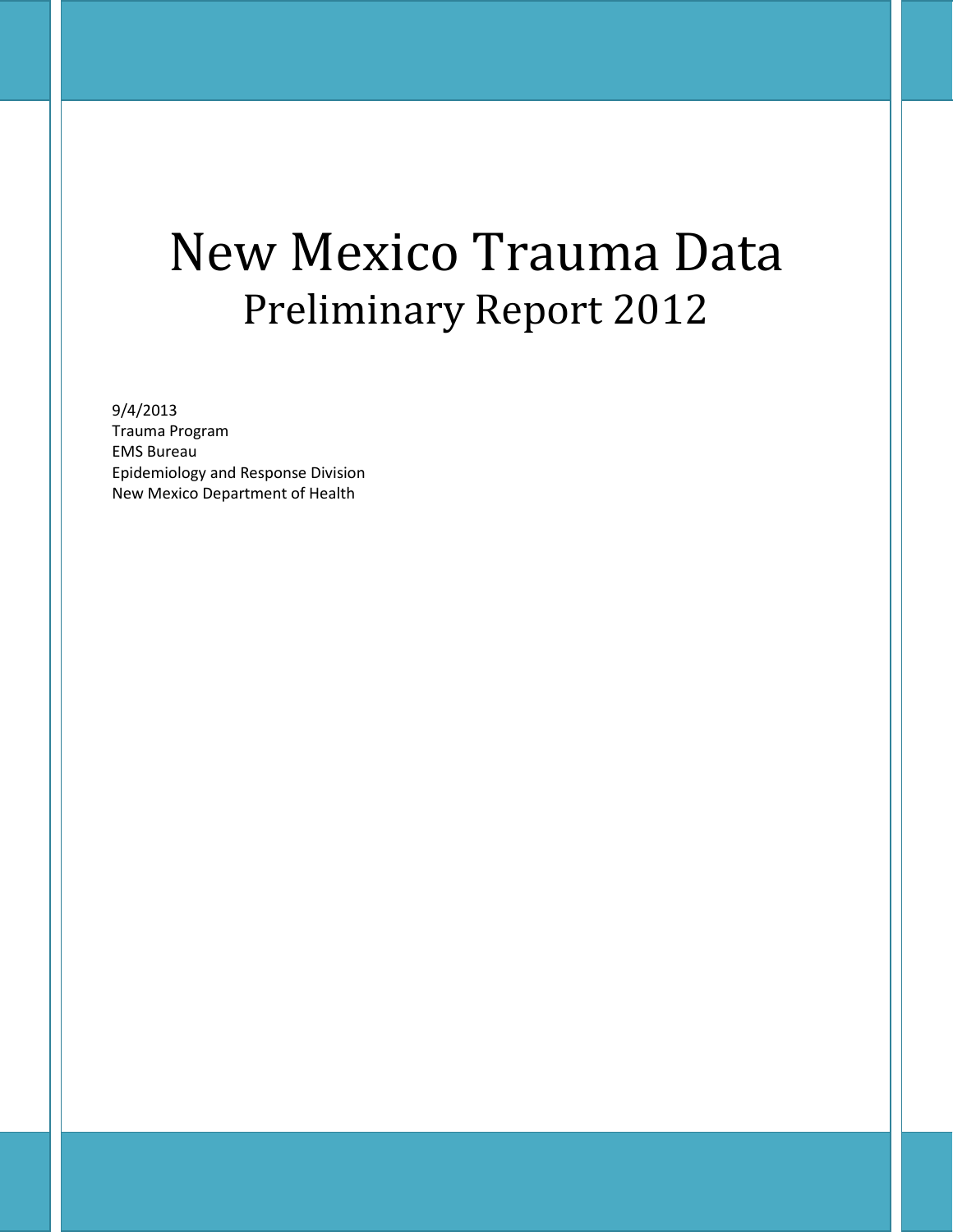# New Mexico Trauma Data
## Preliminary Report 2012

9/4/2013
Trauma Program
EMS Bureau
Epidemiology and Response Division
New Mexico Department of Health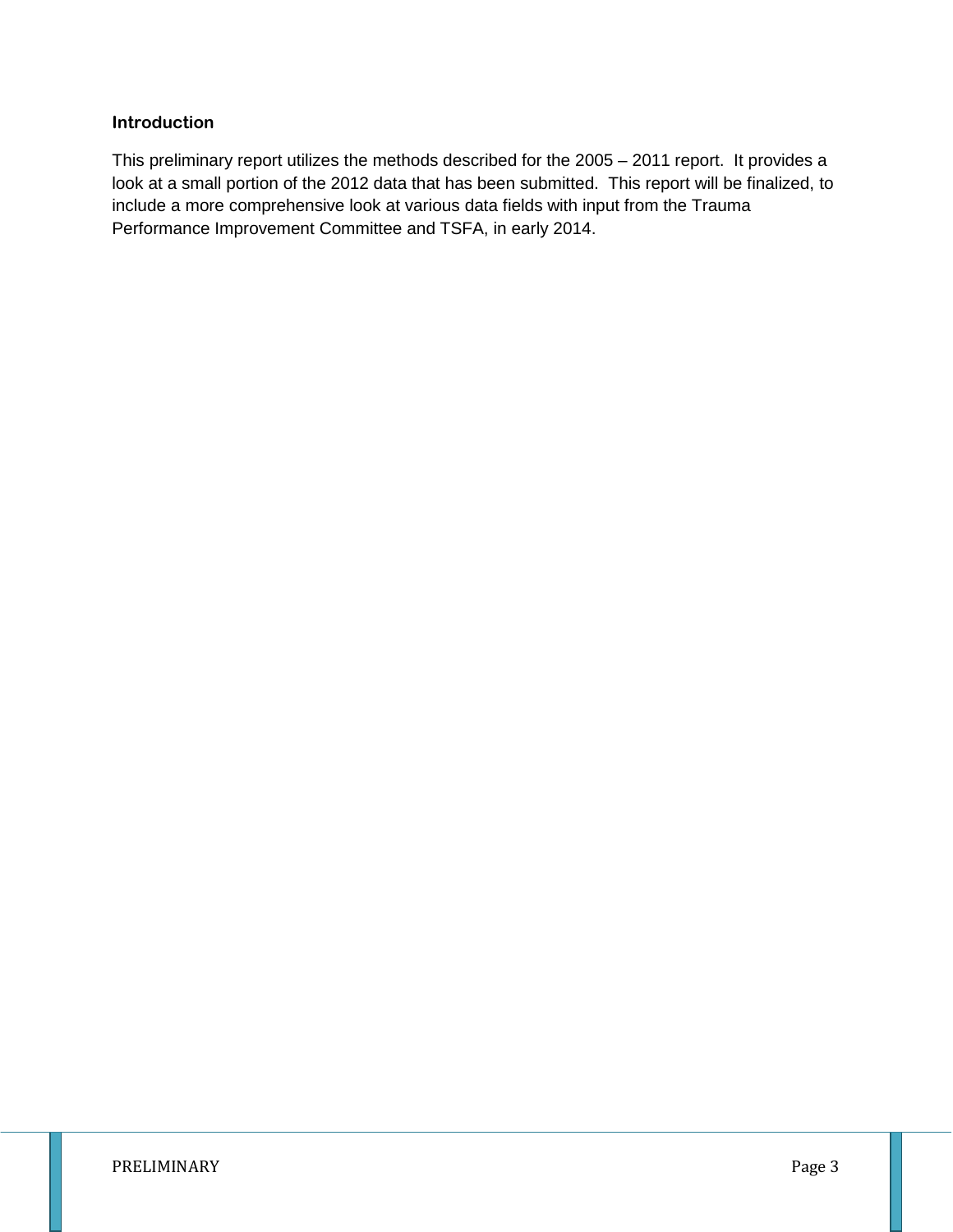## Introduction

This preliminary report utilizes the methods described for the 2005 – 2011 report. It provides a look at a small portion of the 2012 data that has been submitted. This report will be finalized, to include a more comprehensive look at various data fields with input from the Trauma Performance Improvement Committee and TSFA, in early 2014.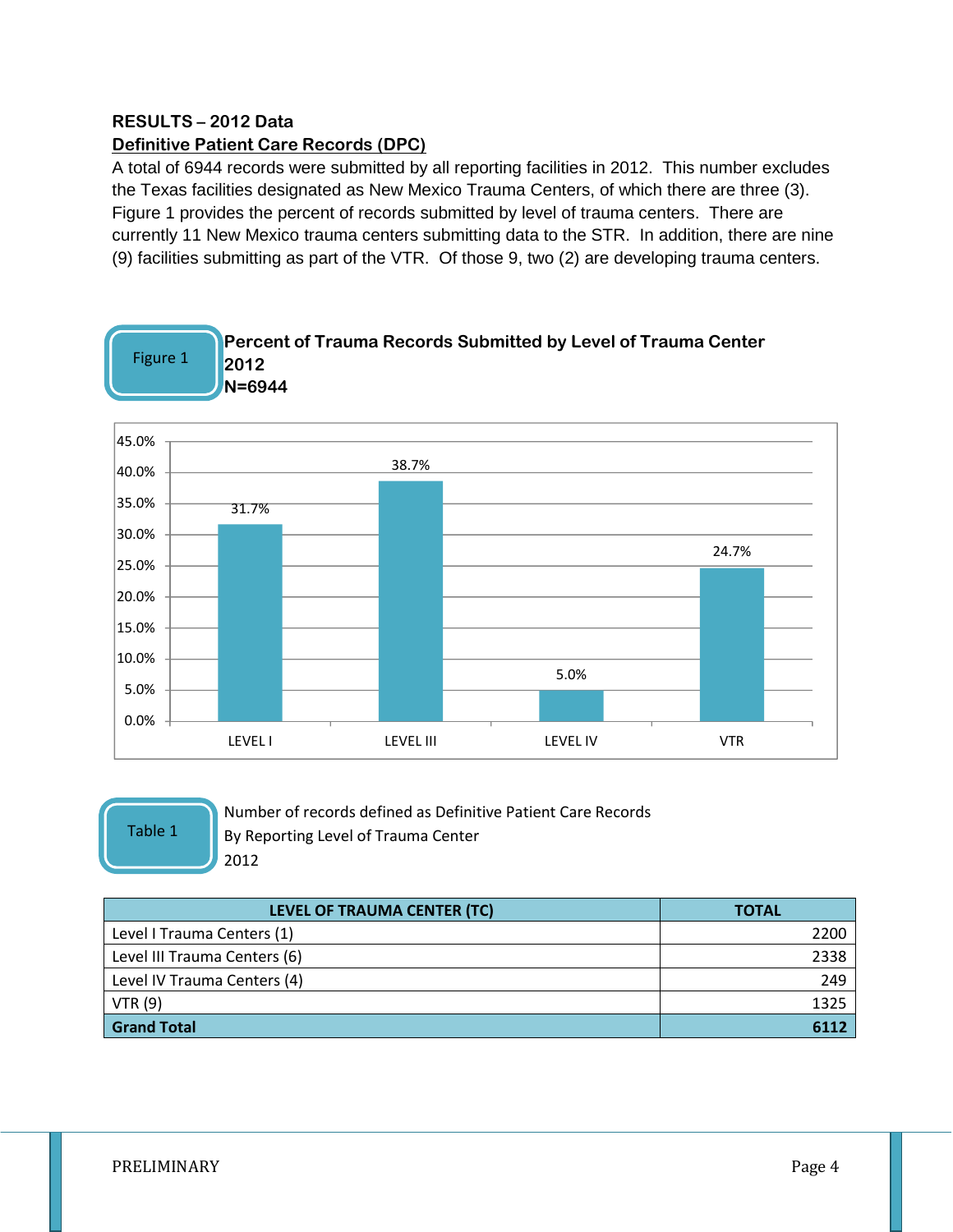## RESULTS – 2012 Data

**Definitive Patient Care Records (DPC)**

A total of 6944 records were submitted by all reporting facilities in 2012. This number excludes the Texas facilities designated as New Mexico Trauma Centers, of which there are three (3). Figure 1 provides the percent of records submitted by level of trauma centers. There are currently 11 New Mexico trauma centers submitting data to the STR. In addition, there are nine (9) facilities submitting as part of the VTR. Of those 9, two (2) are developing trauma centers.

Figure 1

**Percent of Trauma Records Submitted by Level of Trauma Center**
**2012**
**N=6944**

| Level | Percent |
|---|---|
| LEVEL I | 31.7% |
| LEVEL III | 38.7% |
| LEVEL IV | 5.0% |
| VTR | 24.7% |

Table 1

Number of records defined as Definitive Patient Care Records
By Reporting Level of Trauma Center
2012

| LEVEL OF TRAUMA CENTER (TC) | TOTAL |
|---|---|
| Level I Trauma Centers (1) | 2200 |
| Level III Trauma Centers (6) | 2338 |
| Level IV Trauma Centers (4) | 249 |
| VTR (9) | 1325 |
| **Grand Total** | **6112** |

PRELIMINARY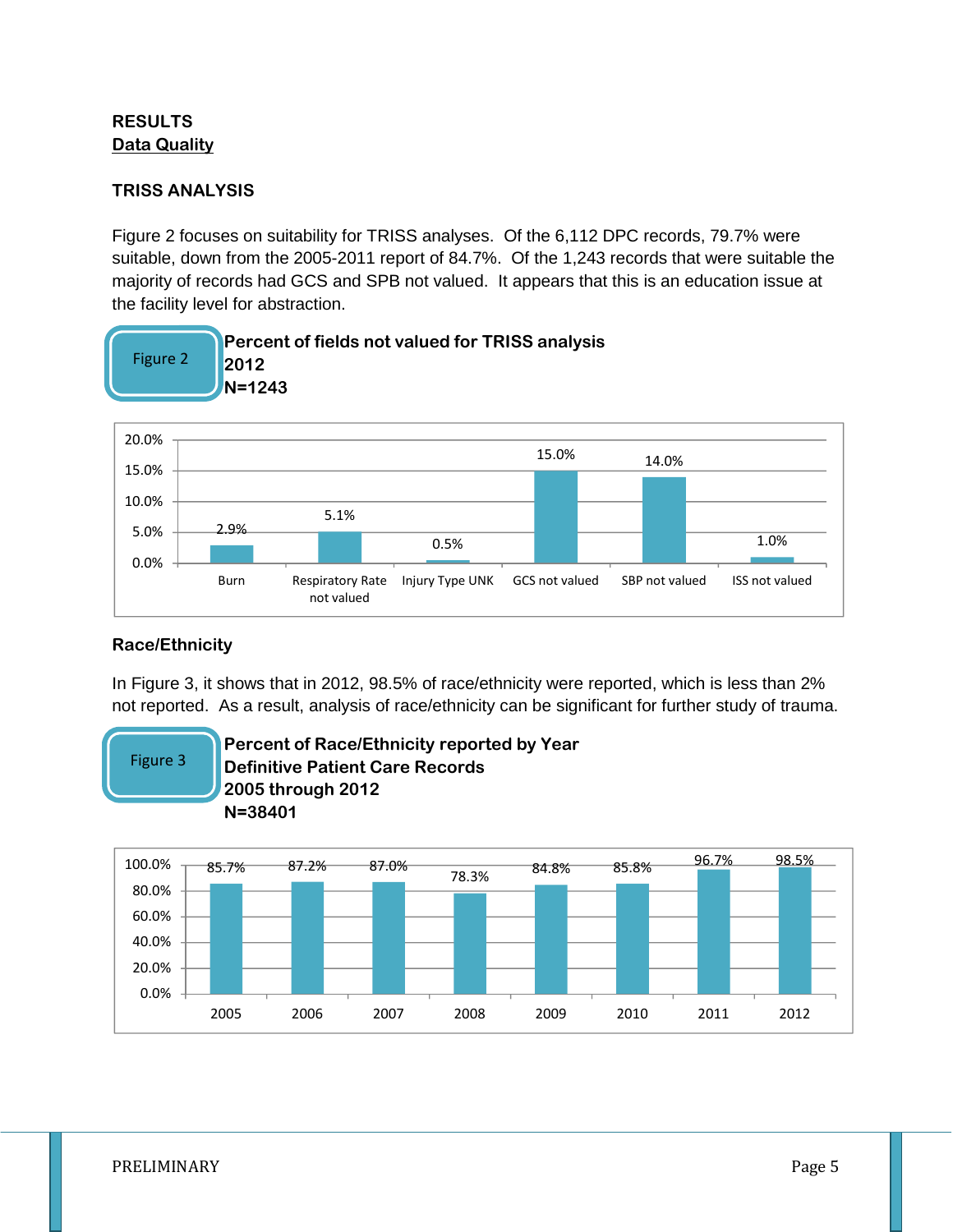# RESULTS

## Data Quality

### TRISS ANALYSIS

Figure 2 focuses on suitability for TRISS analyses. Of the 6,112 DPC records, 79.7% were suitable, down from the 2005-2011 report of 84.7%. Of the 1,243 records that were suitable the majority of records had GCS and SPB not valued. It appears that this is an education issue at the facility level for abstraction.

Figure 2

**Percent of fields not valued for TRISS analysis**
**2012**
**N=1243**

| Field | Percent |
| --- | --- |
| Burn | 2.9% |
| Respiratory Rate not valued | 5.1% |
| Injury Type UNK | 0.5% |
| GCS not valued | 15.0% |
| SBP not valued | 14.0% |
| ISS not valued | 1.0% |

### Race/Ethnicity

In Figure 3, it shows that in 2012, 98.5% of race/ethnicity were reported, which is less than 2% not reported. As a result, analysis of race/ethnicity can be significant for further study of trauma.

Figure 3

**Percent of Race/Ethnicity reported by Year**
**Definitive Patient Care Records**
**2005 through 2012**
**N=38401**

| Year | Percent |
| --- | --- |
| 2005 | 85.7% |
| 2006 | 87.2% |
| 2007 | 87.0% |
| 2008 | 78.3% |
| 2009 | 84.8% |
| 2010 | 85.8% |
| 2011 | 96.7% |
| 2012 | 98.5% |

PRELIMINARY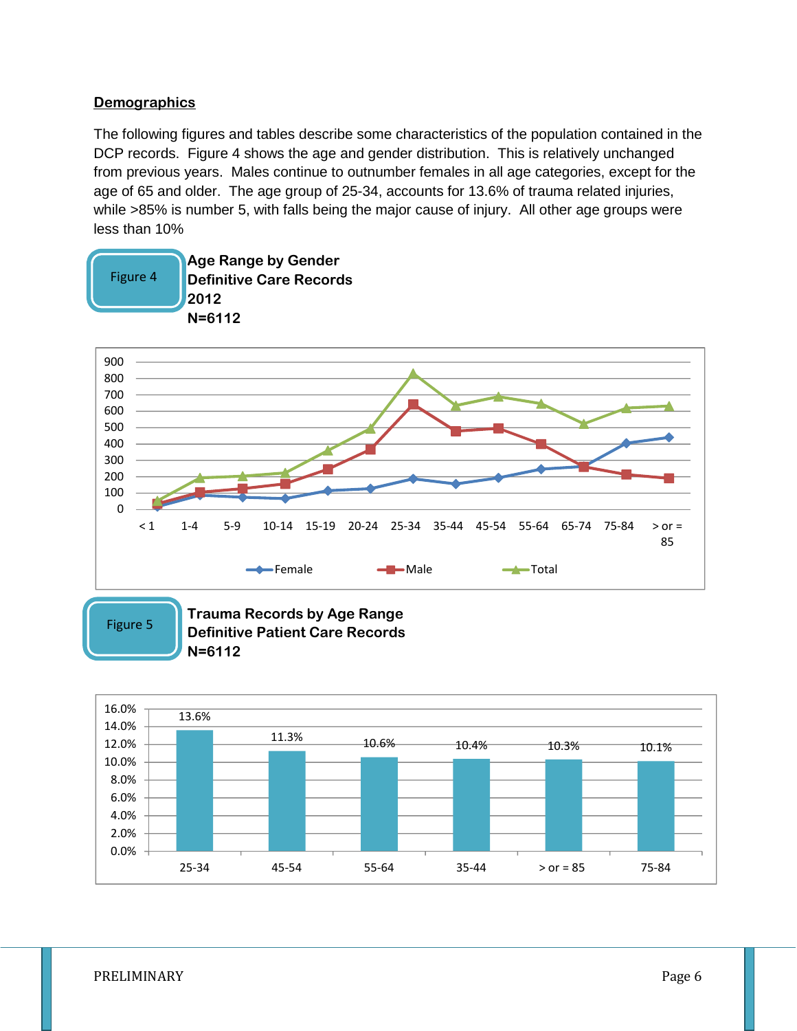## Demographics

The following figures and tables describe some characteristics of the population contained in the DCP records. Figure 4 shows the age and gender distribution. This is relatively unchanged from previous years. Males continue to outnumber females in all age categories, except for the age of 65 and older. The age group of 25-34, accounts for 13.6% of trauma related injuries, while >85% is number 5, with falls being the major cause of injury. All other age groups were less than 10%

Figure 4

**Age Range by Gender**
**Definitive Care Records**
**2012**
**N=6112**

Figure 5

**Trauma Records by Age Range**
**Definitive Patient Care Records**
**N=6112**

| Age Range | Percent |
|---|---|
| 25-34 | 13.6% |
| 45-54 | 11.3% |
| 55-64 | 10.6% |
| 35-44 | 10.4% |
| > or = 85 | 10.3% |
| 75-84 | 10.1% |

PRELIMINARY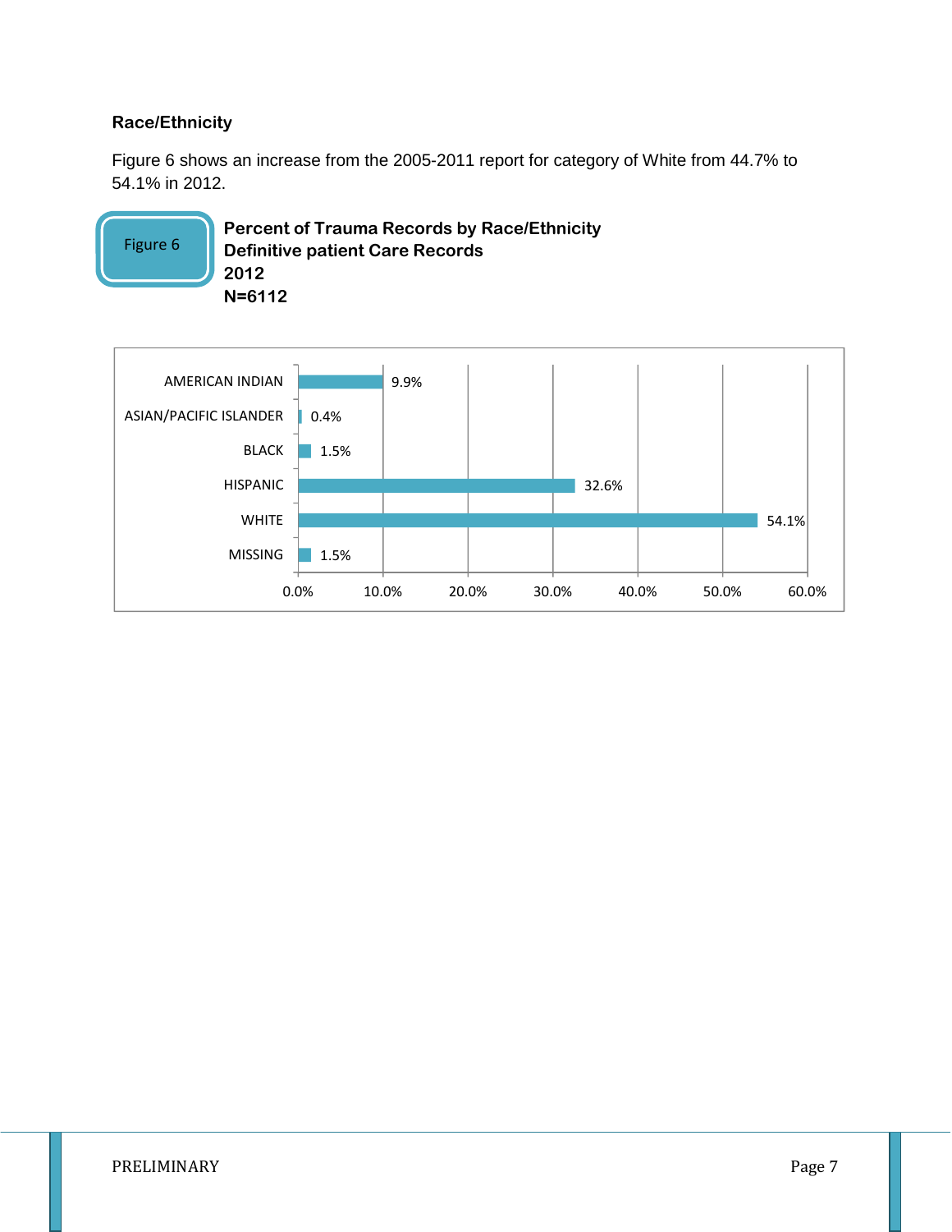## Race/Ethnicity

Figure 6 shows an increase from the 2005-2011 report for category of White from 44.7% to 54.1% in 2012.

Figure 6

**Percent of Trauma Records by Race/Ethnicity**
**Definitive patient Care Records**
**2012**
**N=6112**

| Race/Ethnicity | Percent |
|---|---|
| AMERICAN INDIAN | 9.9% |
| ASIAN/PACIFIC ISLANDER | 0.4% |
| BLACK | 1.5% |
| HISPANIC | 32.6% |
| WHITE | 54.1% |
| MISSING | 1.5% |

PRELIMINARY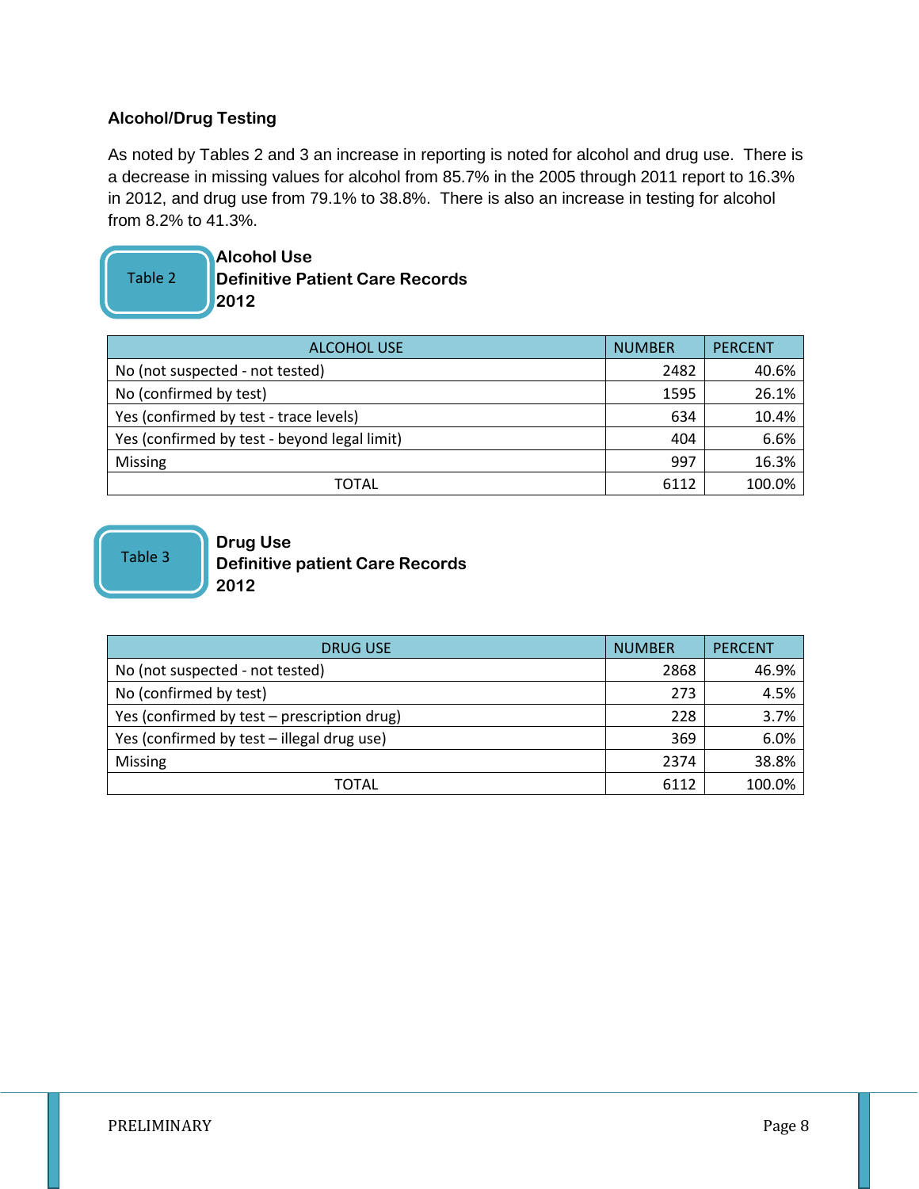### Alcohol/Drug Testing

As noted by Tables 2 and 3 an increase in reporting is noted for alcohol and drug use. There is a decrease in missing values for alcohol from 85.7% in the 2005 through 2011 report to 16.3% in 2012, and drug use from 79.1% to 38.8%. There is also an increase in testing for alcohol from 8.2% to 41.3%.

**Table 2**

**Alcohol Use**
**Definitive Patient Care Records**
**2012**

| ALCOHOL USE | NUMBER | PERCENT |
|---|---|---|
| No (not suspected - not tested) | 2482 | 40.6% |
| No (confirmed by test) | 1595 | 26.1% |
| Yes (confirmed by test - trace levels) | 634 | 10.4% |
| Yes (confirmed by test - beyond legal limit) | 404 | 6.6% |
| Missing | 997 | 16.3% |
| TOTAL | 6112 | 100.0% |

**Table 3**

**Drug Use**
**Definitive patient Care Records**
**2012**

| DRUG USE | NUMBER | PERCENT |
|---|---|---|
| No (not suspected - not tested) | 2868 | 46.9% |
| No (confirmed by test) | 273 | 4.5% |
| Yes (confirmed by test – prescription drug) | 228 | 3.7% |
| Yes (confirmed by test – illegal drug use) | 369 | 6.0% |
| Missing | 2374 | 38.8% |
| TOTAL | 6112 | 100.0% |

PRELIMINARY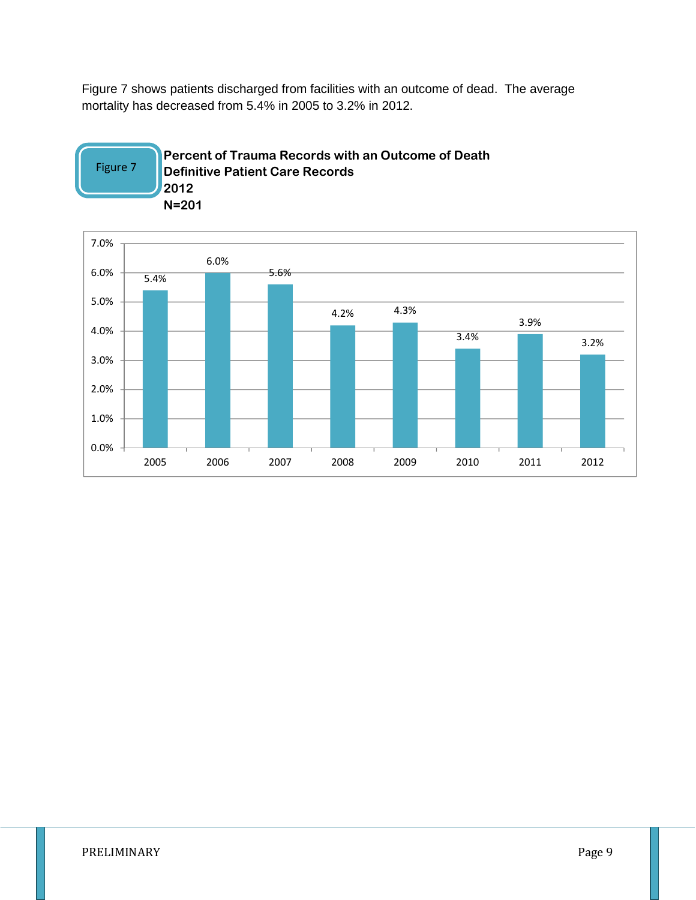Figure 7 shows patients discharged from facilities with an outcome of dead. The average mortality has decreased from 5.4% in 2005 to 3.2% in 2012.

Figure 7

**Percent of Trauma Records with an Outcome of Death**
**Definitive Patient Care Records**
**2012**
**N=201**

| Year | Percent |
|---|---|
| 2005 | 5.4% |
| 2006 | 6.0% |
| 2007 | 5.6% |
| 2008 | 4.2% |
| 2009 | 4.3% |
| 2010 | 3.4% |
| 2011 | 3.9% |
| 2012 | 3.2% |

PRELIMINARY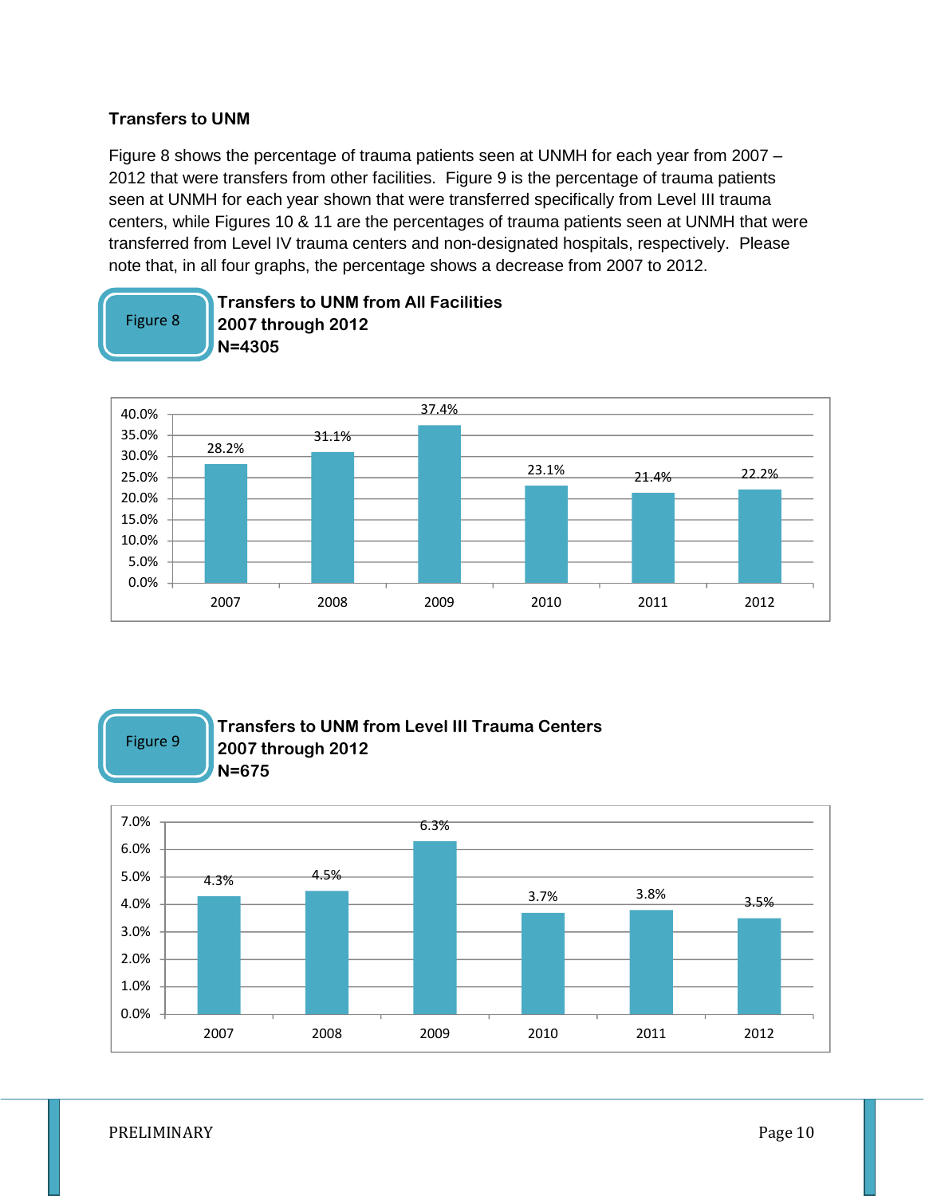### Transfers to UNM

Figure 8 shows the percentage of trauma patients seen at UNMH for each year from 2007 – 2012 that were transfers from other facilities. Figure 9 is the percentage of trauma patients seen at UNMH for each year shown that were transferred specifically from Level III trauma centers, while Figures 10 & 11 are the percentages of trauma patients seen at UNMH that were transferred from Level IV trauma centers and non-designated hospitals, respectively. Please note that, in all four graphs, the percentage shows a decrease from 2007 to 2012.

Figure 8

**Transfers to UNM from All Facilities**
**2007 through 2012**
**N=4305**

| Year | Percentage |
|---|---|
| 2007 | 28.2% |
| 2008 | 31.1% |
| 2009 | 37.4% |
| 2010 | 23.1% |
| 2011 | 21.4% |
| 2012 | 22.2% |

Figure 9

**Transfers to UNM from Level III Trauma Centers**
**2007 through 2012**
**N=675**

| Year | Percentage |
|---|---|
| 2007 | 4.3% |
| 2008 | 4.5% |
| 2009 | 6.3% |
| 2010 | 3.7% |
| 2011 | 3.8% |
| 2012 | 3.5% |

PRELIMINARY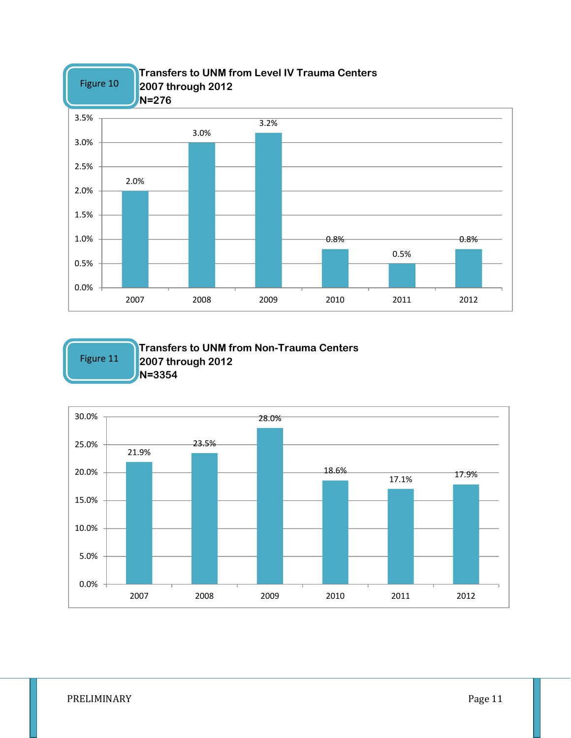Figure 10

**Transfers to UNM from Level IV Trauma Centers**
**2007 through 2012**
**N=276**

3.5%
3.0%
2.5%
2.0%
1.5%
1.0%
0.5%
0.0%

2.0%
3.0%
3.2%
0.8%
0.5%
0.8%

2007
2008
2009
2010
2011
2012

Figure 11

**Transfers to UNM from Non-Trauma Centers**
**2007 through 2012**
**N=3354**

30.0%
25.0%
20.0%
15.0%
10.0%
5.0%
0.0%

21.9%
23.5%
28.0%
18.6%
17.1%
17.9%

2007
2008
2009
2010
2011
2012

PRELIMINARY